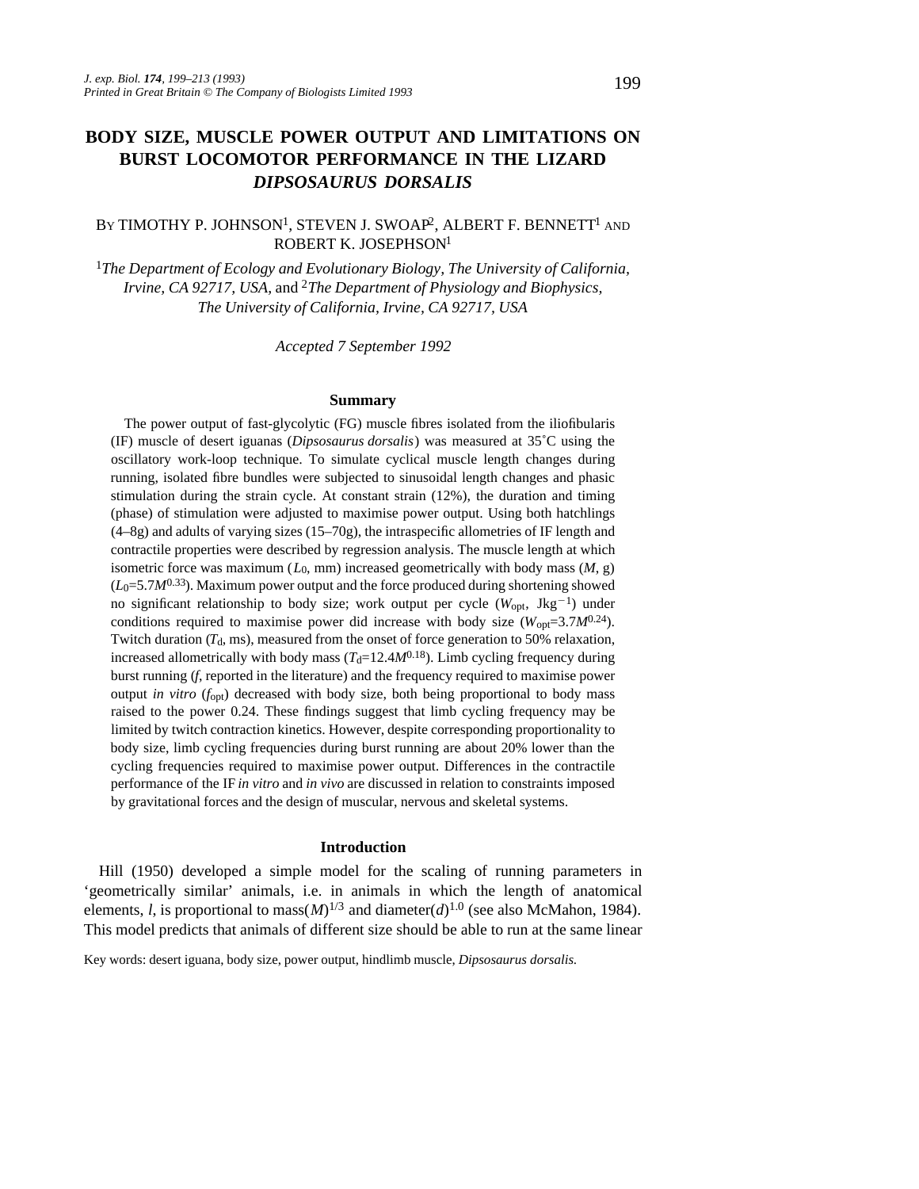# BODY SIZE, MUSCLE POWER OUTPUT AND LIMITATIONS ON BURST LOCOMOTOR PERFORMANCE IN THE LIZARD *DIPSOSAURUS DORSALIS*

BY TIMOTHY P. JOHNSON[1], STEVEN J. SWOAP[2], ALBERT F. BENNETT[1] AND ROBERT K. JOSEPHSON[1]

[1]*The Department of Ecology and Evolutionary Biology, The University of California, Irvine, CA 92717, USA,* and [2]*The Department of Physiology and Biophysics, The University of California, Irvine, CA 92717, USA*

*Accepted 7 September 1992*

## Summary

The power output of fast-glycolytic (FG) muscle fibres isolated from the iliofibularis (IF) muscle of desert iguanas (*Dipsosaurus dorsalis*) was measured at 35˚C using the oscillatory work-loop technique. To simulate cyclical muscle length changes during running, isolated fibre bundles were subjected to sinusoidal length changes and phasic stimulation during the strain cycle. At constant strain (12%), the duration and timing (phase) of stimulation were adjusted to maximise power output. Using both hatchlings (4–8g) and adults of varying sizes (15–70g), the intraspecific allometries of IF length and contractile properties were described by regression analysis. The muscle length at which isometric force was maximum ($L_0$, mm) increased geometrically with body mass ($M$, g) ($L_0$=5.7$M^{0.33}$). Maximum power output and the force produced during shortening showed no significant relationship to body size; work output per cycle ($W_{opt}$, Jkg$^{-1}$) under conditions required to maximise power did increase with body size ($W_{opt}$=3.7$M^{0.24}$). Twitch duration ($T_d$, ms), measured from the onset of force generation to 50% relaxation, increased allometrically with body mass ($T_d$=12.4$M^{0.18}$). Limb cycling frequency during burst running ($f$, reported in the literature) and the frequency required to maximise power output *in vitro* ($f_{opt}$) decreased with body size, both being proportional to body mass raised to the power 0.24. These findings suggest that limb cycling frequency may be limited by twitch contraction kinetics. However, despite corresponding proportionality to body size, limb cycling frequencies during burst running are about 20% lower than the cycling frequencies required to maximise power output. Differences in the contractile performance of the IF *in vitro* and *in vivo* are discussed in relation to constraints imposed by gravitational forces and the design of muscular, nervous and skeletal systems.

## Introduction

Hill (1950) developed a simple model for the scaling of running parameters in 'geometrically similar' animals, i.e. in animals in which the length of anatomical elements, $l$, is proportional to mass($M$)$^{1/3}$ and diameter($d$)$^{1.0}$ (see also McMahon, 1984). This model predicts that animals of different size should be able to run at the same linear

Key words: desert iguana, body size, power output, hindlimb muscle, *Dipsosaurus dorsalis.*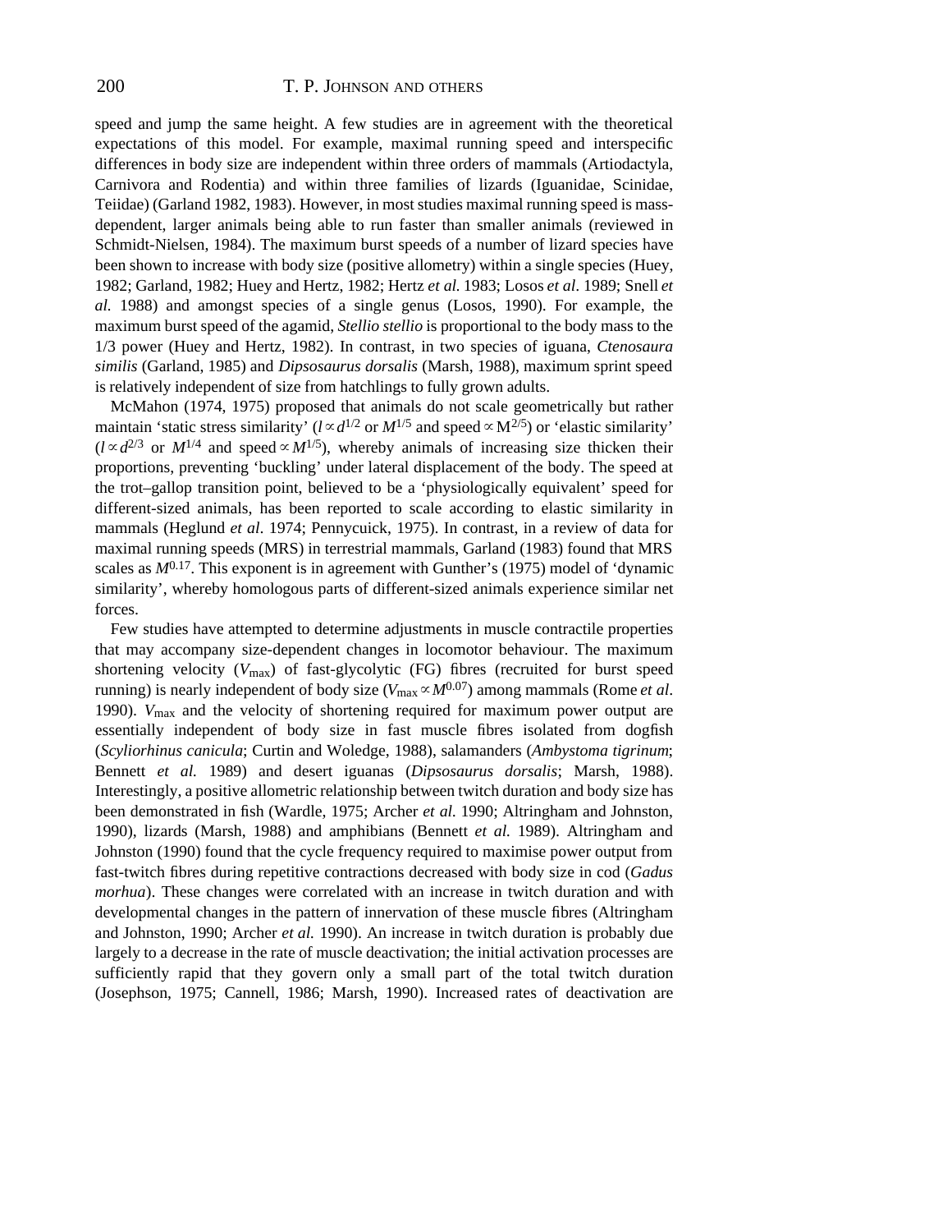speed and jump the same height. A few studies are in agreement with the theoretical expectations of this model. For example, maximal running speed and interspecific differences in body size are independent within three orders of mammals (Artiodactyla, Carnivora and Rodentia) and within three families of lizards (Iguanidae, Scinidae, Teiidae) (Garland 1982, 1983). However, in most studies maximal running speed is mass-dependent, larger animals being able to run faster than smaller animals (reviewed in Schmidt-Nielsen, 1984). The maximum burst speeds of a number of lizard species have been shown to increase with body size (positive allometry) within a single species (Huey, 1982; Garland, 1982; Huey and Hertz, 1982; Hertz *et al.* 1983; Losos *et al*. 1989; Snell *et al.* 1988) and amongst species of a single genus (Losos, 1990). For example, the maximum burst speed of the agamid, *Stellio stellio* is proportional to the body mass to the 1/3 power (Huey and Hertz, 1982). In contrast, in two species of iguana, *Ctenosaura similis* (Garland, 1985) and *Dipsosaurus dorsalis* (Marsh, 1988), maximum sprint speed is relatively independent of size from hatchlings to fully grown adults.

McMahon (1974, 1975) proposed that animals do not scale geometrically but rather maintain 'static stress similarity' ($l \propto d^{1/2}$ or $M^{1/5}$ and speed $\propto M^{2/5}$) or 'elastic similarity' ($l \propto d^{2/3}$ or $M^{1/4}$ and speed $\propto M^{1/5}$), whereby animals of increasing size thicken their proportions, preventing 'buckling' under lateral displacement of the body. The speed at the trot–gallop transition point, believed to be a 'physiologically equivalent' speed for different-sized animals, has been reported to scale according to elastic similarity in mammals (Heglund *et al*. 1974; Pennycuick, 1975). In contrast, in a review of data for maximal running speeds (MRS) in terrestrial mammals, Garland (1983) found that MRS scales as $M^{0.17}$. This exponent is in agreement with Gunther's (1975) model of 'dynamic similarity', whereby homologous parts of different-sized animals experience similar net forces.

Few studies have attempted to determine adjustments in muscle contractile properties that may accompany size-dependent changes in locomotor behaviour. The maximum shortening velocity ($V_{max}$) of fast-glycolytic (FG) fibres (recruited for burst speed running) is nearly independent of body size ($V_{max} \propto M^{0.07}$) among mammals (Rome *et al*. 1990). $V_{max}$ and the velocity of shortening required for maximum power output are essentially independent of body size in fast muscle fibres isolated from dogfish (*Scyliorhinus canicula*; Curtin and Woledge, 1988), salamanders (*Ambystoma tigrinum*; Bennett *et al.* 1989) and desert iguanas (*Dipsosaurus dorsalis*; Marsh, 1988). Interestingly, a positive allometric relationship between twitch duration and body size has been demonstrated in fish (Wardle, 1975; Archer *et al*. 1990; Altringham and Johnston, 1990), lizards (Marsh, 1988) and amphibians (Bennett *et al.* 1989). Altringham and Johnston (1990) found that the cycle frequency required to maximise power output from fast-twitch fibres during repetitive contractions decreased with body size in cod (*Gadus morhua*). These changes were correlated with an increase in twitch duration and with developmental changes in the pattern of innervation of these muscle fibres (Altringham and Johnston, 1990; Archer *et al.* 1990). An increase in twitch duration is probably due largely to a decrease in the rate of muscle deactivation; the initial activation processes are sufficiently rapid that they govern only a small part of the total twitch duration (Josephson, 1975; Cannell, 1986; Marsh, 1990). Increased rates of deactivation are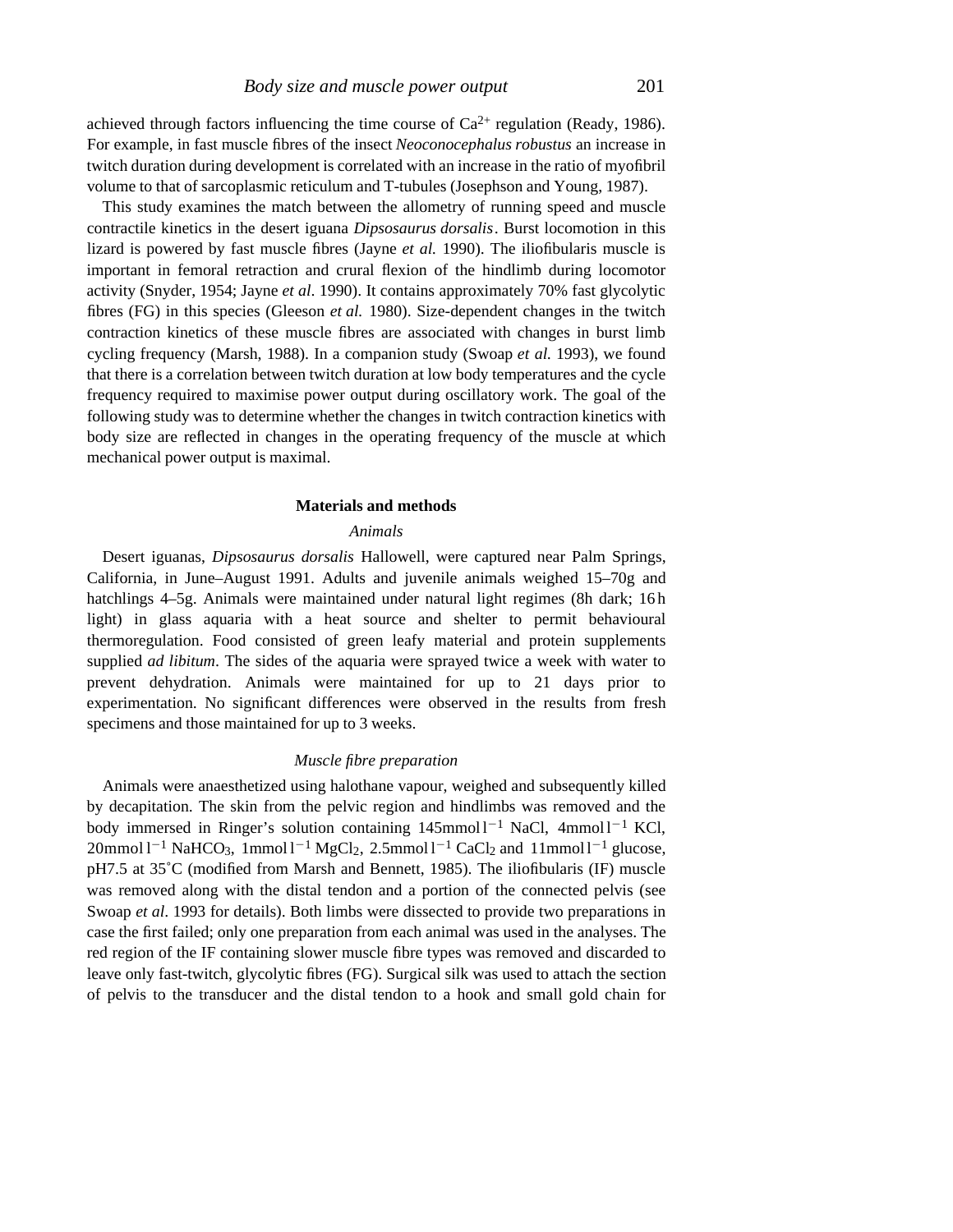achieved through factors influencing the time course of $Ca^{2+}$ regulation (Ready, 1986). For example, in fast muscle fibres of the insect *Neoconocephalus robustus* an increase in twitch duration during development is correlated with an increase in the ratio of myofibril volume to that of sarcoplasmic reticulum and T-tubules (Josephson and Young, 1987).

This study examines the match between the allometry of running speed and muscle contractile kinetics in the desert iguana *Dipsosaurus dorsalis*. Burst locomotion in this lizard is powered by fast muscle fibres (Jayne *et al.* 1990). The iliofibularis muscle is important in femoral retraction and crural flexion of the hindlimb during locomotor activity (Snyder, 1954; Jayne *et al*. 1990). It contains approximately 70% fast glycolytic fibres (FG) in this species (Gleeson *et al.* 1980). Size-dependent changes in the twitch contraction kinetics of these muscle fibres are associated with changes in burst limb cycling frequency (Marsh, 1988). In a companion study (Swoap *et al.* 1993), we found that there is a correlation between twitch duration at low body temperatures and the cycle frequency required to maximise power output during oscillatory work. The goal of the following study was to determine whether the changes in twitch contraction kinetics with body size are reflected in changes in the operating frequency of the muscle at which mechanical power output is maximal.

## Materials and methods

### *Animals*

Desert iguanas, *Dipsosaurus dorsalis* Hallowell, were captured near Palm Springs, California, in June–August 1991. Adults and juvenile animals weighed 15–70g and hatchlings 4–5g. Animals were maintained under natural light regimes (8h dark; 16h light) in glass aquaria with a heat source and shelter to permit behavioural thermoregulation. Food consisted of green leafy material and protein supplements supplied *ad libitum*. The sides of the aquaria were sprayed twice a week with water to prevent dehydration. Animals were maintained for up to 21 days prior to experimentation. No significant differences were observed in the results from fresh specimens and those maintained for up to 3 weeks.

### *Muscle fibre preparation*

Animals were anaesthetized using halothane vapour, weighed and subsequently killed by decapitation. The skin from the pelvic region and hindlimbs was removed and the body immersed in Ringer's solution containing 145mmol $l^{-1}$ NaCl, 4mmol $l^{-1}$ KCl, 20mmol $l^{-1}$ $NaHCO_3$, 1mmol $l^{-1}$ $MgCl_2$, 2.5mmol $l^{-1}$ $CaCl_2$ and 11mmol $l^{-1}$ glucose, pH7.5 at 35˚C (modified from Marsh and Bennett, 1985). The iliofibularis (IF) muscle was removed along with the distal tendon and a portion of the connected pelvis (see Swoap *et al*. 1993 for details). Both limbs were dissected to provide two preparations in case the first failed; only one preparation from each animal was used in the analyses. The red region of the IF containing slower muscle fibre types was removed and discarded to leave only fast-twitch, glycolytic fibres (FG). Surgical silk was used to attach the section of pelvis to the transducer and the distal tendon to a hook and small gold chain for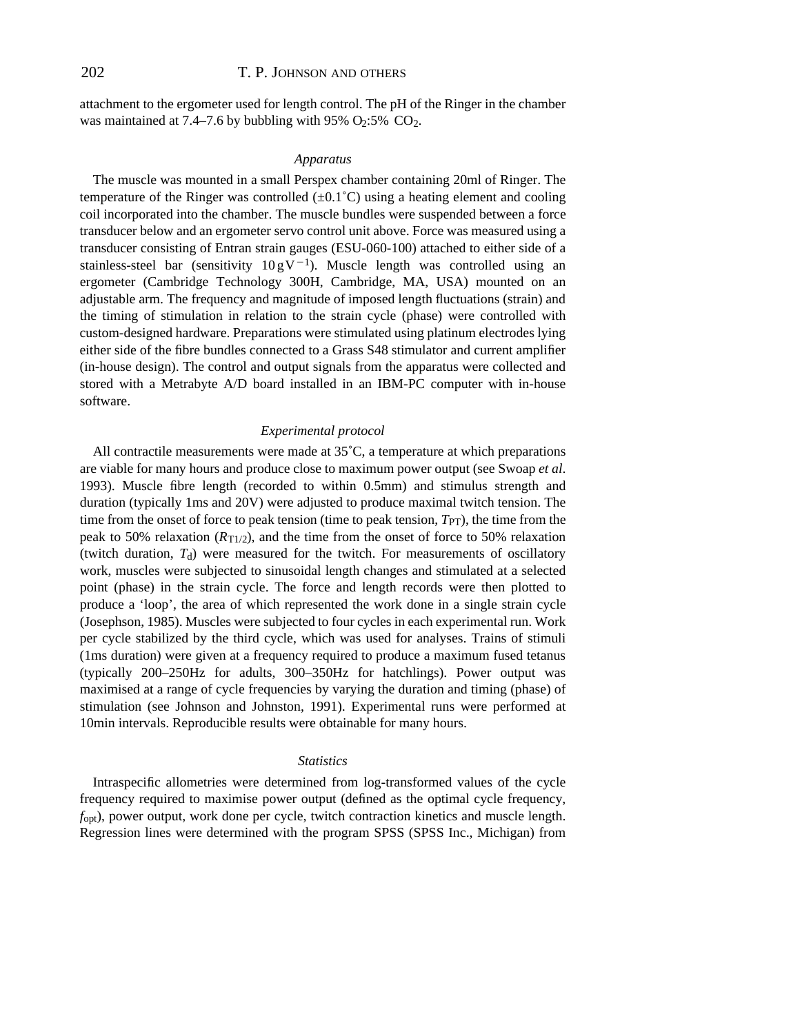attachment to the ergometer used for length control. The pH of the Ringer in the chamber was maintained at 7.4–7.6 by bubbling with 95% $O_2$:5% $CO_2$.

### *Apparatus*

The muscle was mounted in a small Perspex chamber containing 20ml of Ringer. The temperature of the Ringer was controlled (±0.1˚C) using a heating element and cooling coil incorporated into the chamber. The muscle bundles were suspended between a force transducer below and an ergometer servo control unit above. Force was measured using a transducer consisting of Entran strain gauges (ESU-060-100) attached to either side of a stainless-steel bar (sensitivity $10\,\mathrm{g\,V^{-1}}$). Muscle length was controlled using an ergometer (Cambridge Technology 300H, Cambridge, MA, USA) mounted on an adjustable arm. The frequency and magnitude of imposed length fluctuations (strain) and the timing of stimulation in relation to the strain cycle (phase) were controlled with custom-designed hardware. Preparations were stimulated using platinum electrodes lying either side of the fibre bundles connected to a Grass S48 stimulator and current amplifier (in-house design). The control and output signals from the apparatus were collected and stored with a Metrabyte A/D board installed in an IBM-PC computer with in-house software.

### *Experimental protocol*

All contractile measurements were made at 35˚C, a temperature at which preparations are viable for many hours and produce close to maximum power output (see Swoap *et al*. 1993). Muscle fibre length (recorded to within 0.5mm) and stimulus strength and duration (typically 1ms and 20V) were adjusted to produce maximal twitch tension. The time from the onset of force to peak tension (time to peak tension, $T_{PT}$), the time from the peak to 50% relaxation ($R_{T1/2}$), and the time from the onset of force to 50% relaxation (twitch duration, $T_d$) were measured for the twitch. For measurements of oscillatory work, muscles were subjected to sinusoidal length changes and stimulated at a selected point (phase) in the strain cycle. The force and length records were then plotted to produce a 'loop', the area of which represented the work done in a single strain cycle (Josephson, 1985). Muscles were subjected to four cycles in each experimental run. Work per cycle stabilized by the third cycle, which was used for analyses. Trains of stimuli (1ms duration) were given at a frequency required to produce a maximum fused tetanus (typically 200–250Hz for adults, 300–350Hz for hatchlings). Power output was maximised at a range of cycle frequencies by varying the duration and timing (phase) of stimulation (see Johnson and Johnston, 1991). Experimental runs were performed at 10min intervals. Reproducible results were obtainable for many hours.

### *Statistics*

Intraspecific allometries were determined from log-transformed values of the cycle frequency required to maximise power output (defined as the optimal cycle frequency, $f_{opt}$), power output, work done per cycle, twitch contraction kinetics and muscle length. Regression lines were determined with the program SPSS (SPSS Inc., Michigan) from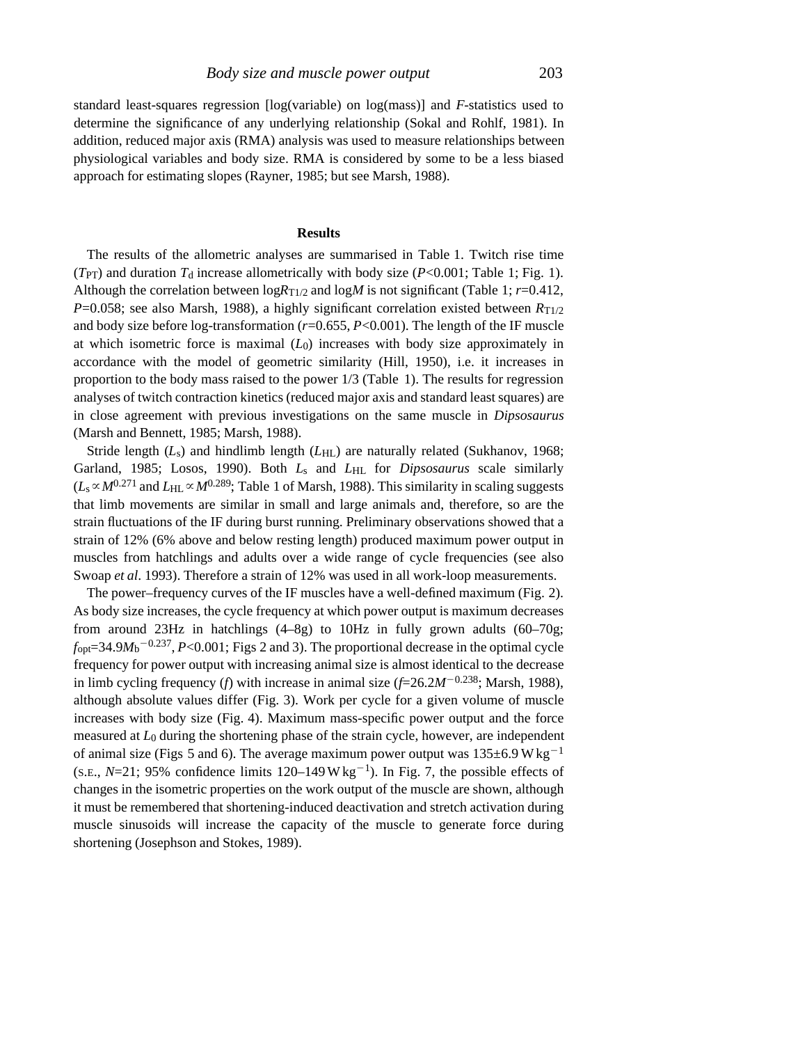standard least-squares regression [log(variable) on log(mass)] and *F*-statistics used to determine the significance of any underlying relationship (Sokal and Rohlf, 1981). In addition, reduced major axis (RMA) analysis was used to measure relationships between physiological variables and body size. RMA is considered by some to be a less biased approach for estimating slopes (Rayner, 1985; but see Marsh, 1988).

## Results

The results of the allometric analyses are summarised in Table 1. Twitch rise time ($T_{PT}$) and duration $T_d$ increase allometrically with body size ($P<0.001$; Table 1; Fig. 1). Although the correlation between $\log R_{T1/2}$ and $\log M$ is not significant (Table 1; $r=0.412$, $P=0.058$; see also Marsh, 1988), a highly significant correlation existed between $R_{T1/2}$ and body size before log-transformation ($r=0.655$, $P<0.001$). The length of the IF muscle at which isometric force is maximal ($L_0$) increases with body size approximately in accordance with the model of geometric similarity (Hill, 1950), i.e. it increases in proportion to the body mass raised to the power 1/3 (Table 1). The results for regression analyses of twitch contraction kinetics (reduced major axis and standard least squares) are in close agreement with previous investigations on the same muscle in *Dipsosaurus* (Marsh and Bennett, 1985; Marsh, 1988).

Stride length ($L_s$) and hindlimb length ($L_{HL}$) are naturally related (Sukhanov, 1968; Garland, 1985; Losos, 1990). Both $L_s$ and $L_{HL}$ for *Dipsosaurus* scale similarly ($L_s \propto M^{0.271}$ and $L_{HL} \propto M^{0.289}$; Table 1 of Marsh, 1988). This similarity in scaling suggests that limb movements are similar in small and large animals and, therefore, so are the strain fluctuations of the IF during burst running. Preliminary observations showed that a strain of 12% (6% above and below resting length) produced maximum power output in muscles from hatchlings and adults over a wide range of cycle frequencies (see also Swoap *et al*. 1993). Therefore a strain of 12% was used in all work-loop measurements.

The power–frequency curves of the IF muscles have a well-defined maximum (Fig. 2). As body size increases, the cycle frequency at which power output is maximum decreases from around 23Hz in hatchlings (4–8g) to 10Hz in fully grown adults (60–70g; $f_{opt}=34.9M_b^{-0.237}$, $P<0.001$; Figs 2 and 3). The proportional decrease in the optimal cycle frequency for power output with increasing animal size is almost identical to the decrease in limb cycling frequency ($f$) with increase in animal size ($f=26.2M^{-0.238}$; Marsh, 1988), although absolute values differ (Fig. 3). Work per cycle for a given volume of muscle increases with body size (Fig. 4). Maximum mass-specific power output and the force measured at $L_0$ during the shortening phase of the strain cycle, however, are independent of animal size (Figs 5 and 6). The average maximum power output was $135\pm6.9\,\mathrm{W\,kg^{-1}}$ (S.E., $N=21$; 95% confidence limits $120$–$149\,\mathrm{W\,kg^{-1}}$). In Fig. 7, the possible effects of changes in the isometric properties on the work output of the muscle are shown, although it must be remembered that shortening-induced deactivation and stretch activation during muscle sinusoids will increase the capacity of the muscle to generate force during shortening (Josephson and Stokes, 1989).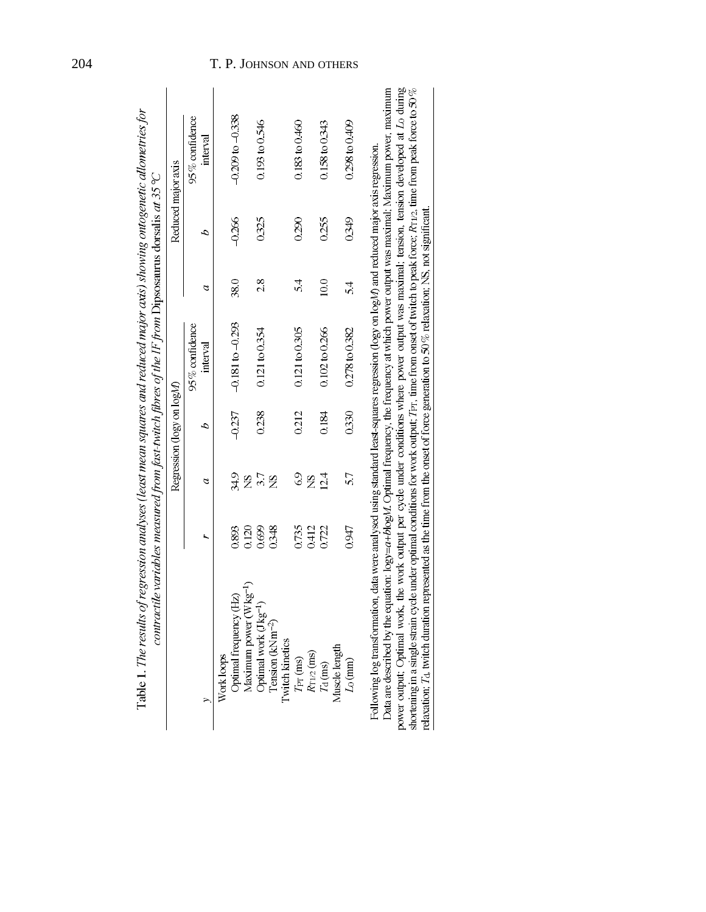**Table 1.** *The results of regression analyses (least mean squares and reduced major axis) showing ontogenetic allometries for contractile variables measured from fast-twitch fibres of the IF from* Dipsosaurus dorsalis *at 35 °C*

| | Regression (log*y* on log*M*) | | | | Reduced major axis | | |
|---|---|---|---|---|---|---|---|
| *y* | *r* | *a* | *b* | 95 % confidence interval | *a* | *b* | 95 % confidence interval |
| Work loops | | | | | | | |
| Optimal frequency (Hz) | 0.893 | 34.9 | −0.237 | −0.181 to −0.293 | 38.0 | −0.266 | −0.209 to −0.338 |
| Maximum power (W kg$^{-1}$) | 0.120 | NS | | | | | |
| Optimal work (J kg$^{-1}$) | 0.699 | 3.7 | 0.238 | 0.121 to 0.354 | 2.8 | 0.325 | 0.193 to 0.546 |
| Tension (kN m$^{-2}$) | 0.348 | NS | | | | | |
| Twitch kinetics | | | | | | | |
| $T_{PT}$ (ms) | 0.735 | 6.9 | 0.212 | 0.121 to 0.305 | 5.4 | 0.290 | 0.183 to 0.460 |
| $R_{T1/2}$ (ms) | 0.412 | NS | | | | | |
| $T_d$ (ms) | 0.722 | 12.4 | 0.184 | 0.102 to 0.266 | 10.0 | 0.255 | 0.158 to 0.343 |
| Muscle length | | | | | | | |
| $L_O$ (mm) | 0.947 | 5.7 | 0.330 | 0.278 to 0.382 | 5.4 | 0.349 | 0.298 to 0.409 |

Following log transformation, data were analysed using standard least-squares regression (log*y* on log*M*) and reduced major axis regression.

Data are described by the equation: $\log y = a + b \log M$. Optimal frequency, the frequency at which power output was maximal; Maximum power, maximum power output; Optimal work, the work output per cycle under conditions where power output was maximal; tension, tension developed at $L_O$ during shortening in a single strain cycle under optimal conditions for work output; $T_{PT}$, time from onset of twitch to peak force; $R_{T1/2}$, time from peak force to 50 % relaxation; $T_d$, twitch duration represented as the time from the onset of force generation to 50 % relaxation; NS, not significant.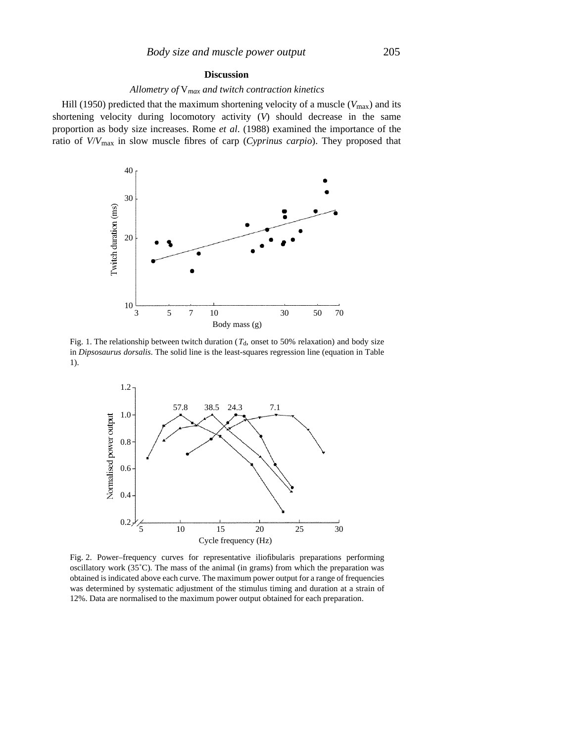## Discussion

### *Allometry of* $V_{max}$ *and twitch contraction kinetics*

Hill (1950) predicted that the maximum shortening velocity of a muscle ($V_{max}$) and its shortening velocity during locomotory activity ($V$) should decrease in the same proportion as body size increases. Rome *et al*. (1988) examined the importance of the ratio of $V/V_{max}$ in slow muscle fibres of carp (*Cyprinus carpio*). They proposed that

Fig. 1. The relationship between twitch duration ($T_d$, onset to 50% relaxation) and body size in *Dipsosaurus dorsalis*. The solid line is the least-squares regression line (equation in Table 1).

Fig. 2. Power–frequency curves for representative iliofibularis preparations performing oscillatory work (35˚C). The mass of the animal (in grams) from which the preparation was obtained is indicated above each curve. The maximum power output for a range of frequencies was determined by systematic adjustment of the stimulus timing and duration at a strain of 12%. Data are normalised to the maximum power output obtained for each preparation.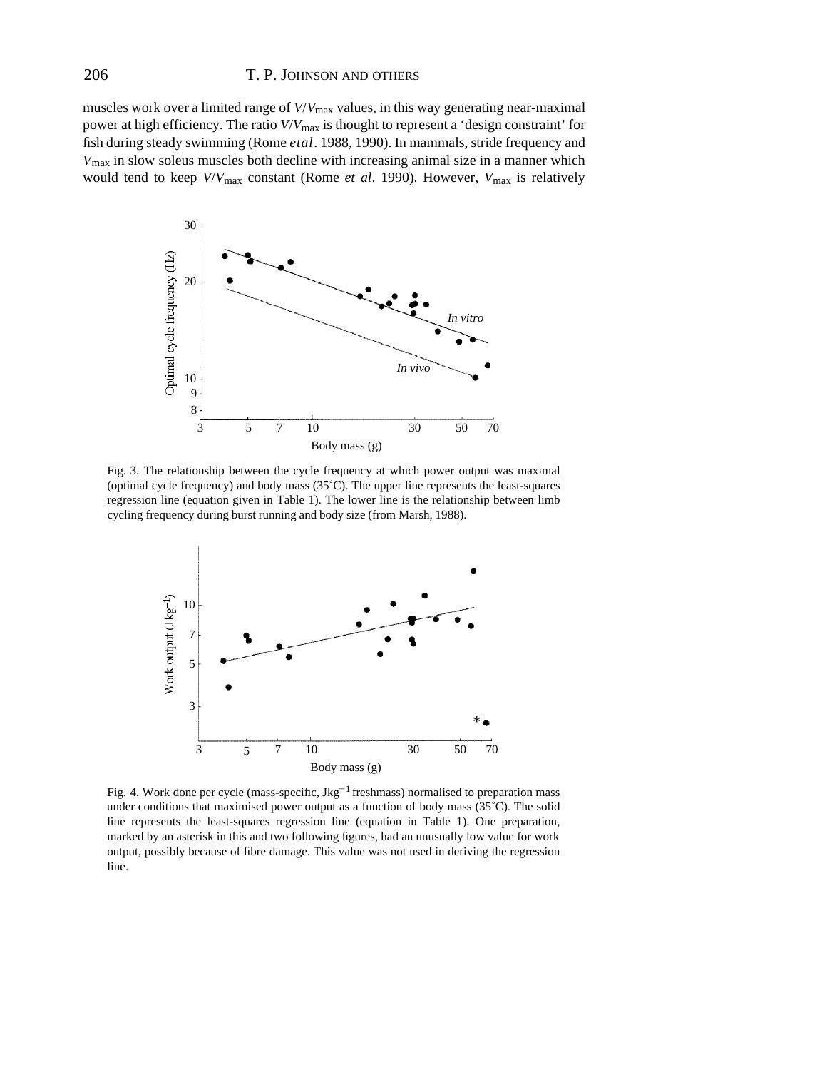muscles work over a limited range of $V/V_{max}$ values, in this way generating near-maximal power at high efficiency. The ratio $V/V_{max}$ is thought to represent a 'design constraint' for fish during steady swimming (Rome *et al*. 1988, 1990). In mammals, stride frequency and $V_{max}$ in slow soleus muscles both decline with increasing animal size in a manner which would tend to keep $V/V_{max}$ constant (Rome *et al*. 1990). However, $V_{max}$ is relatively

Fig. 3. The relationship between the cycle frequency at which power output was maximal (optimal cycle frequency) and body mass (35˚C). The upper line represents the least-squares regression line (equation given in Table 1). The lower line is the relationship between limb cycling frequency during burst running and body size (from Marsh, 1988).

Fig. 4. Work done per cycle (mass-specific, $\mathrm{J\,kg^{-1}}$ freshmass) normalised to preparation mass under conditions that maximised power output as a function of body mass (35˚C). The solid line represents the least-squares regression line (equation in Table 1). One preparation, marked by an asterisk in this and two following figures, had an unusually low value for work output, possibly because of fibre damage. This value was not used in deriving the regression line.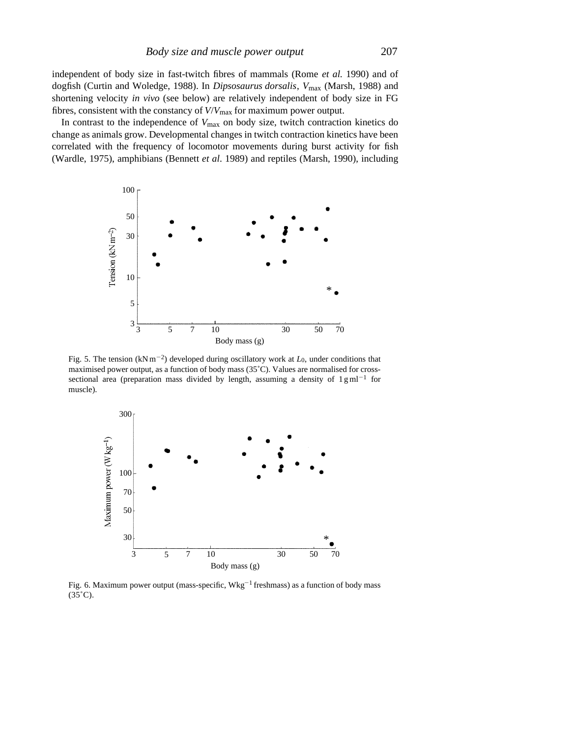independent of body size in fast-twitch fibres of mammals (Rome *et al.* 1990) and of dogfish (Curtin and Woledge, 1988). In *Dipsosaurus dorsalis*, $V_{max}$ (Marsh, 1988) and shortening velocity *in vivo* (see below) are relatively independent of body size in FG fibres, consistent with the constancy of $V/V_{max}$ for maximum power output.

In contrast to the independence of $V_{max}$ on body size, twitch contraction kinetics do change as animals grow. Developmental changes in twitch contraction kinetics have been correlated with the frequency of locomotor movements during burst activity for fish (Wardle, 1975), amphibians (Bennett *et al*. 1989) and reptiles (Marsh, 1990), including

Fig. 5. The tension ($kN\,m^{-2}$) developed during oscillatory work at $L_0$, under conditions that maximised power output, as a function of body mass (35˚C). Values are normalised for cross-sectional area (preparation mass divided by length, assuming a density of $1\,g\,ml^{-1}$ for muscle).

Fig. 6. Maximum power output (mass-specific, $W\,kg^{-1}$ freshmass) as a function of body mass (35˚C).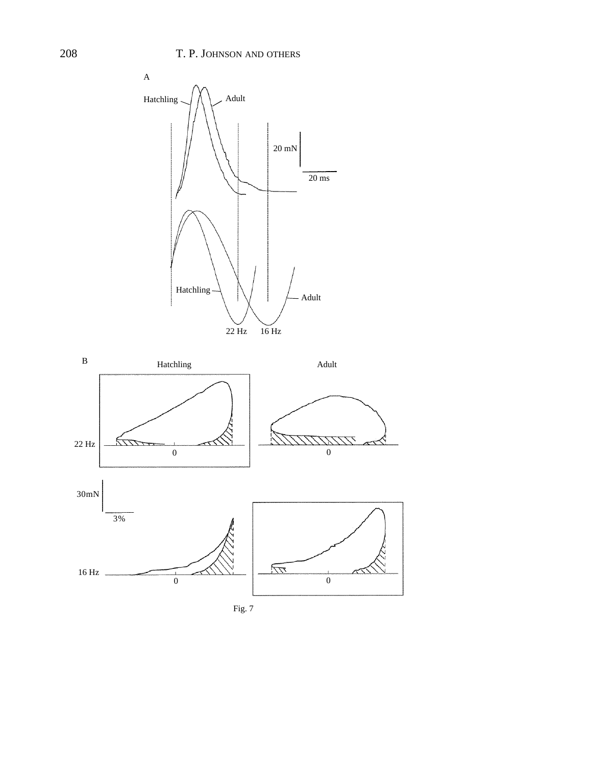Fig. 7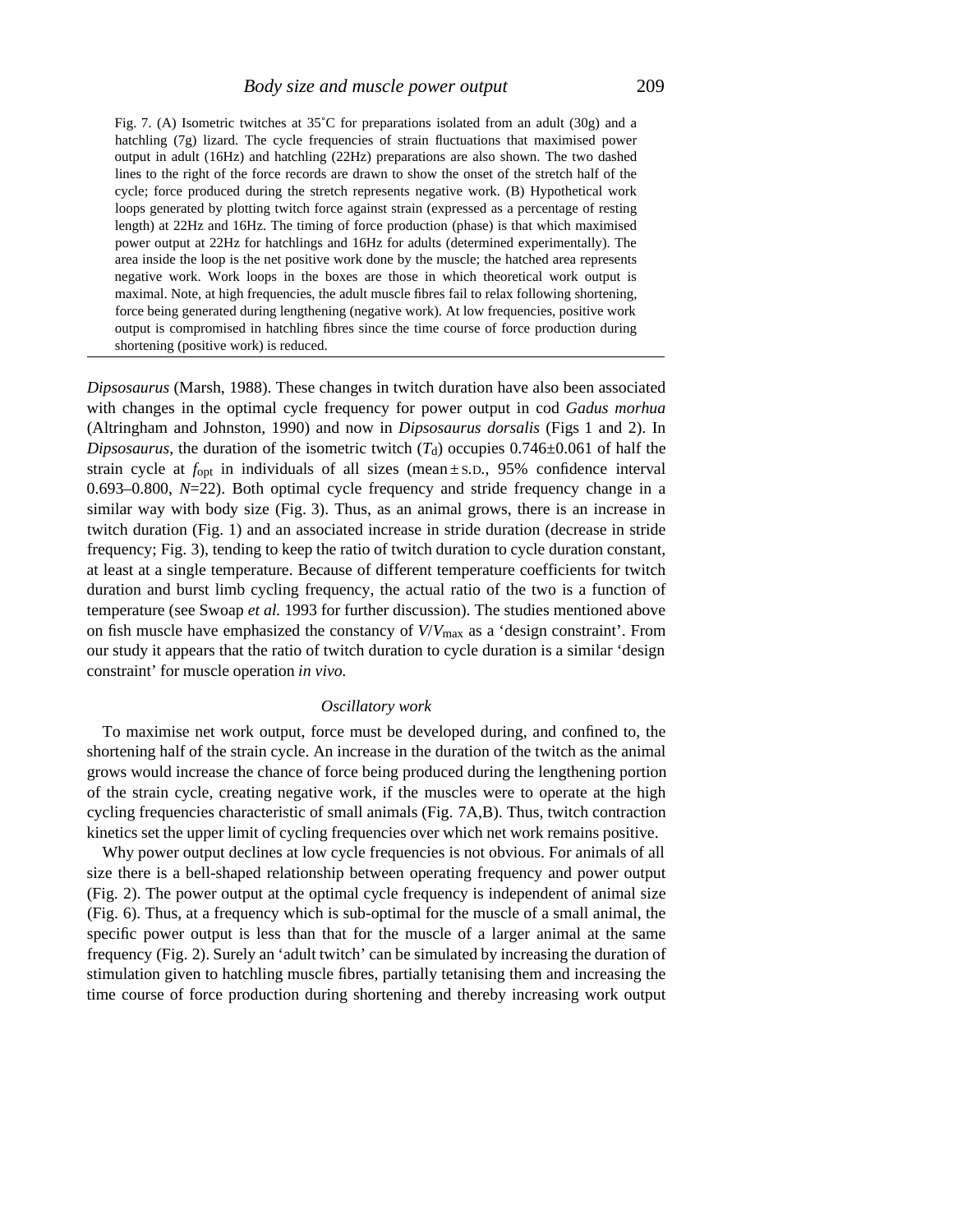Fig. 7. (A) Isometric twitches at 35˚C for preparations isolated from an adult (30g) and a hatchling (7g) lizard. The cycle frequencies of strain fluctuations that maximised power output in adult (16Hz) and hatchling (22Hz) preparations are also shown. The two dashed lines to the right of the force records are drawn to show the onset of the stretch half of the cycle; force produced during the stretch represents negative work. (B) Hypothetical work loops generated by plotting twitch force against strain (expressed as a percentage of resting length) at 22Hz and 16Hz. The timing of force production (phase) is that which maximised power output at 22Hz for hatchlings and 16Hz for adults (determined experimentally). The area inside the loop is the net positive work done by the muscle; the hatched area represents negative work. Work loops in the boxes are those in which theoretical work output is maximal. Note, at high frequencies, the adult muscle fibres fail to relax following shortening, force being generated during lengthening (negative work). At low frequencies, positive work output is compromised in hatchling fibres since the time course of force production during shortening (positive work) is reduced.

*Dipsosaurus* (Marsh, 1988). These changes in twitch duration have also been associated with changes in the optimal cycle frequency for power output in cod *Gadus morhua* (Altringham and Johnston, 1990) and now in *Dipsosaurus dorsalis* (Figs 1 and 2). In *Dipsosaurus*, the duration of the isometric twitch ($T_d$) occupies 0.746±0.061 of half the strain cycle at $f_{opt}$ in individuals of all sizes (mean ± S.D., 95% confidence interval 0.693–0.800, $N$=22). Both optimal cycle frequency and stride frequency change in a similar way with body size (Fig. 3). Thus, as an animal grows, there is an increase in twitch duration (Fig. 1) and an associated increase in stride duration (decrease in stride frequency; Fig. 3), tending to keep the ratio of twitch duration to cycle duration constant, at least at a single temperature. Because of different temperature coefficients for twitch duration and burst limb cycling frequency, the actual ratio of the two is a function of temperature (see Swoap *et al.* 1993 for further discussion). The studies mentioned above on fish muscle have emphasized the constancy of $V/V_{max}$ as a 'design constraint'. From our study it appears that the ratio of twitch duration to cycle duration is a similar 'design constraint' for muscle operation *in vivo.*

### *Oscillatory work*

To maximise net work output, force must be developed during, and confined to, the shortening half of the strain cycle. An increase in the duration of the twitch as the animal grows would increase the chance of force being produced during the lengthening portion of the strain cycle, creating negative work, if the muscles were to operate at the high cycling frequencies characteristic of small animals (Fig. 7A,B). Thus, twitch contraction kinetics set the upper limit of cycling frequencies over which net work remains positive.

Why power output declines at low cycle frequencies is not obvious. For animals of all size there is a bell-shaped relationship between operating frequency and power output (Fig. 2). The power output at the optimal cycle frequency is independent of animal size (Fig. 6). Thus, at a frequency which is sub-optimal for the muscle of a small animal, the specific power output is less than that for the muscle of a larger animal at the same frequency (Fig. 2). Surely an 'adult twitch' can be simulated by increasing the duration of stimulation given to hatchling muscle fibres, partially tetanising them and increasing the time course of force production during shortening and thereby increasing work output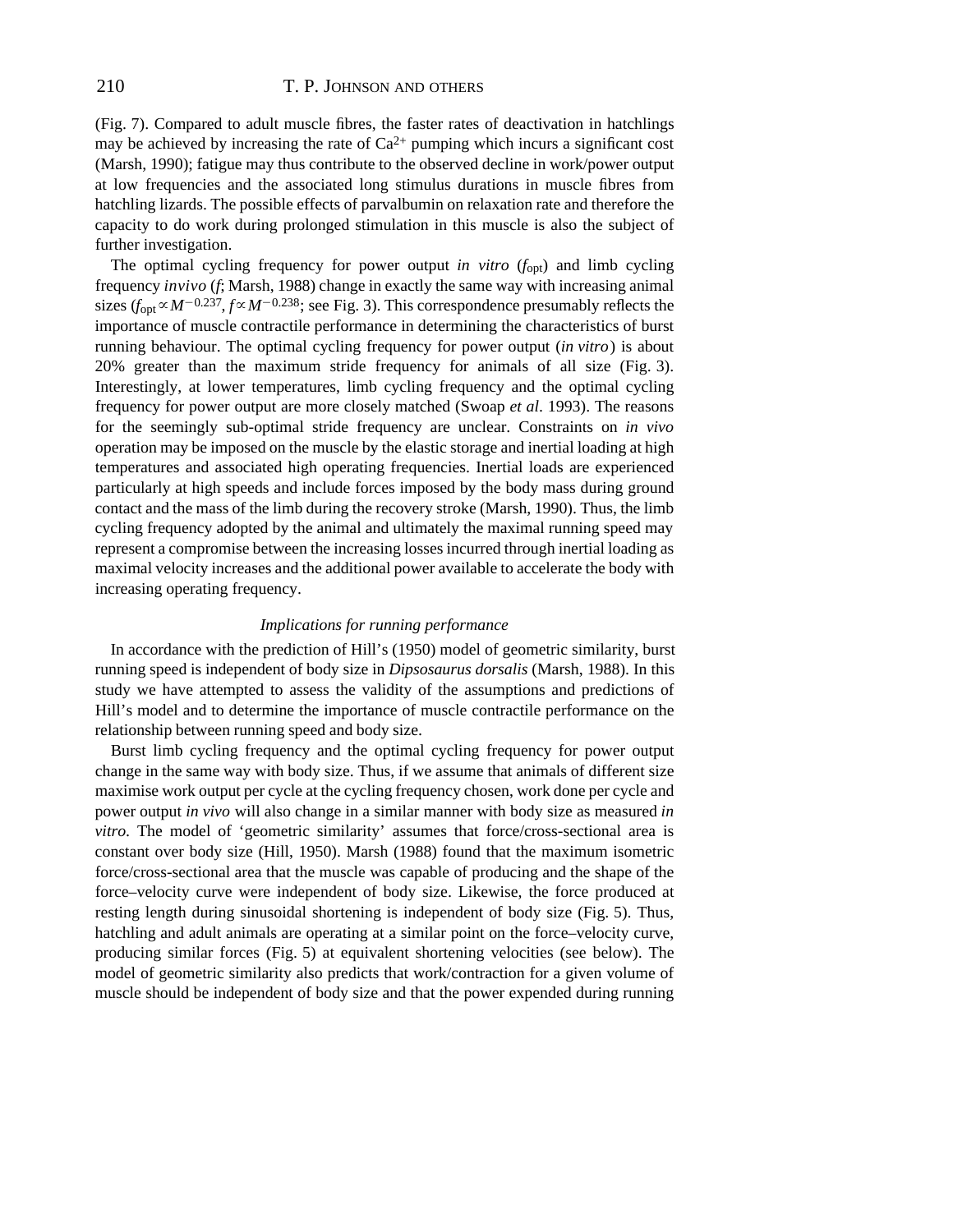(Fig. 7). Compared to adult muscle fibres, the faster rates of deactivation in hatchlings may be achieved by increasing the rate of $Ca^{2+}$ pumping which incurs a significant cost (Marsh, 1990); fatigue may thus contribute to the observed decline in work/power output at low frequencies and the associated long stimulus durations in muscle fibres from hatchling lizards. The possible effects of parvalbumin on relaxation rate and therefore the capacity to do work during prolonged stimulation in this muscle is also the subject of further investigation.

The optimal cycling frequency for power output *in vitro* ($f_{opt}$) and limb cycling frequency *invivo* ($f$; Marsh, 1988) change in exactly the same way with increasing animal sizes ($f_{opt} \propto M^{-0.237}$, $f \propto M^{-0.238}$; see Fig. 3). This correspondence presumably reflects the importance of muscle contractile performance in determining the characteristics of burst running behaviour. The optimal cycling frequency for power output (*in vitro*) is about 20% greater than the maximum stride frequency for animals of all size (Fig. 3). Interestingly, at lower temperatures, limb cycling frequency and the optimal cycling frequency for power output are more closely matched (Swoap *et al*. 1993). The reasons for the seemingly sub-optimal stride frequency are unclear. Constraints on *in vivo* operation may be imposed on the muscle by the elastic storage and inertial loading at high temperatures and associated high operating frequencies. Inertial loads are experienced particularly at high speeds and include forces imposed by the body mass during ground contact and the mass of the limb during the recovery stroke (Marsh, 1990). Thus, the limb cycling frequency adopted by the animal and ultimately the maximal running speed may represent a compromise between the increasing losses incurred through inertial loading as maximal velocity increases and the additional power available to accelerate the body with increasing operating frequency.

### *Implications for running performance*

In accordance with the prediction of Hill's (1950) model of geometric similarity, burst running speed is independent of body size in *Dipsosaurus dorsalis* (Marsh, 1988). In this study we have attempted to assess the validity of the assumptions and predictions of Hill's model and to determine the importance of muscle contractile performance on the relationship between running speed and body size.

Burst limb cycling frequency and the optimal cycling frequency for power output change in the same way with body size. Thus, if we assume that animals of different size maximise work output per cycle at the cycling frequency chosen, work done per cycle and power output *in vivo* will also change in a similar manner with body size as measured *in vitro*. The model of 'geometric similarity' assumes that force/cross-sectional area is constant over body size (Hill, 1950). Marsh (1988) found that the maximum isometric force/cross-sectional area that the muscle was capable of producing and the shape of the force–velocity curve were independent of body size. Likewise, the force produced at resting length during sinusoidal shortening is independent of body size (Fig. 5). Thus, hatchling and adult animals are operating at a similar point on the force–velocity curve, producing similar forces (Fig. 5) at equivalent shortening velocities (see below). The model of geometric similarity also predicts that work/contraction for a given volume of muscle should be independent of body size and that the power expended during running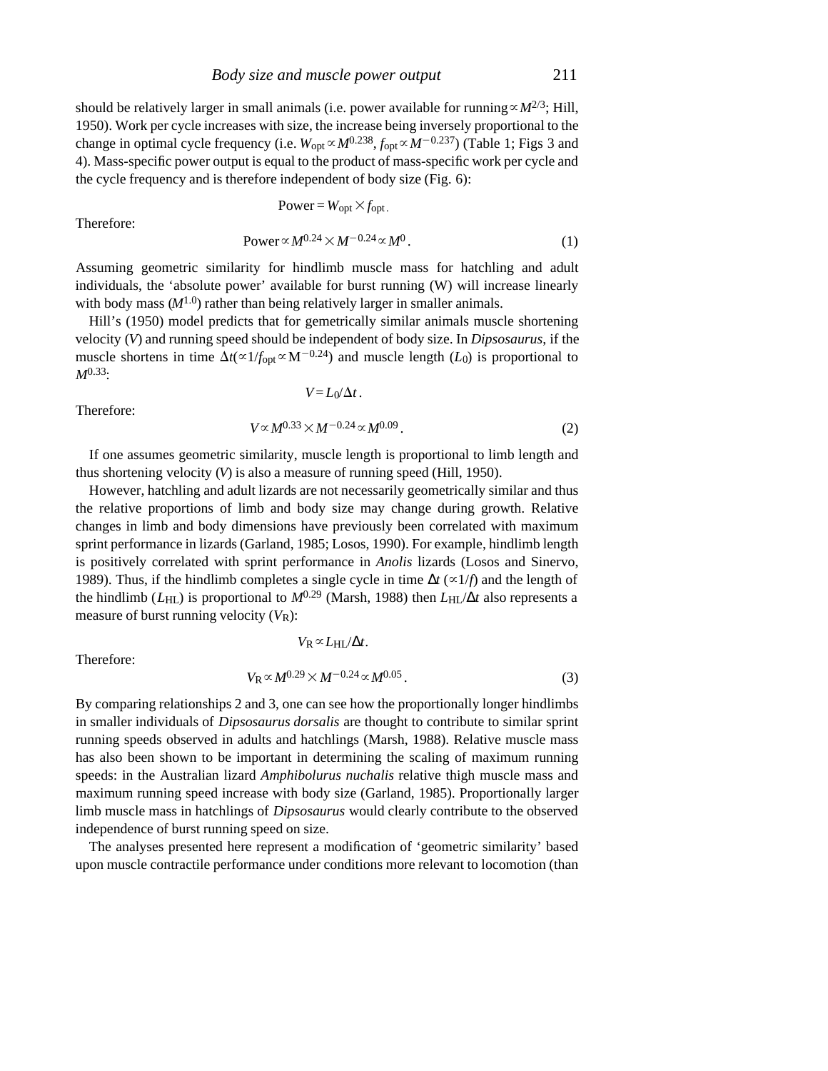should be relatively larger in small animals (i.e. power available for running $\propto M^{2/3}$; Hill, 1950). Work per cycle increases with size, the increase being inversely proportional to the change in optimal cycle frequency (i.e. $W_{opt} \propto M^{0.238}$, $f_{opt} \propto M^{-0.237}$) (Table 1; Figs 3 and 4). Mass-specific power output is equal to the product of mass-specific work per cycle and the cycle frequency and is therefore independent of body size (Fig. 6):

$$\text{Power} = W_{opt} \times f_{opt}.$$

Therefore:

$$\text{Power} \propto M^{0.24} \times M^{-0.24} \propto M^{0}. \tag{1}$$

Assuming geometric similarity for hindlimb muscle mass for hatchling and adult individuals, the 'absolute power' available for burst running (W) will increase linearly with body mass ($M^{1.0}$) rather than being relatively larger in smaller animals.

Hill's (1950) model predicts that for gemetrically similar animals muscle shortening velocity ($V$) and running speed should be independent of body size. In *Dipsosaurus*, if the muscle shortens in time $\Delta t (\propto 1/f_{opt} \propto M^{-0.24})$ and muscle length ($L_0$) is proportional to $M^{0.33}$:

$$V = L_0/\Delta t.$$

Therefore:

$$V \propto M^{0.33} \times M^{-0.24} \propto M^{0.09}. \tag{2}$$

If one assumes geometric similarity, muscle length is proportional to limb length and thus shortening velocity ($V$) is also a measure of running speed (Hill, 1950).

However, hatchling and adult lizards are not necessarily geometrically similar and thus the relative proportions of limb and body size may change during growth. Relative changes in limb and body dimensions have previously been correlated with maximum sprint performance in lizards (Garland, 1985; Losos, 1990). For example, hindlimb length is positively correlated with sprint performance in *Anolis* lizards (Losos and Sinervo, 1989). Thus, if the hindlimb completes a single cycle in time $\Delta t$ ($\propto 1/f$) and the length of the hindlimb ($L_{HL}$) is proportional to $M^{0.29}$ (Marsh, 1988) then $L_{HL}/\Delta t$ also represents a measure of burst running velocity ($V_R$):

$$V_R \propto L_{HL}/\Delta t.$$

Therefore:

$$V_R \propto M^{0.29} \times M^{-0.24} \propto M^{0.05}. \tag{3}$$

By comparing relationships 2 and 3, one can see how the proportionally longer hindlimbs in smaller individuals of *Dipsosaurus dorsalis* are thought to contribute to similar sprint running speeds observed in adults and hatchlings (Marsh, 1988). Relative muscle mass has also been shown to be important in determining the scaling of maximum running speeds: in the Australian lizard *Amphibolurus nuchalis* relative thigh muscle mass and maximum running speed increase with body size (Garland, 1985). Proportionally larger limb muscle mass in hatchlings of *Dipsosaurus* would clearly contribute to the observed independence of burst running speed on size.

The analyses presented here represent a modification of 'geometric similarity' based upon muscle contractile performance under conditions more relevant to locomotion (than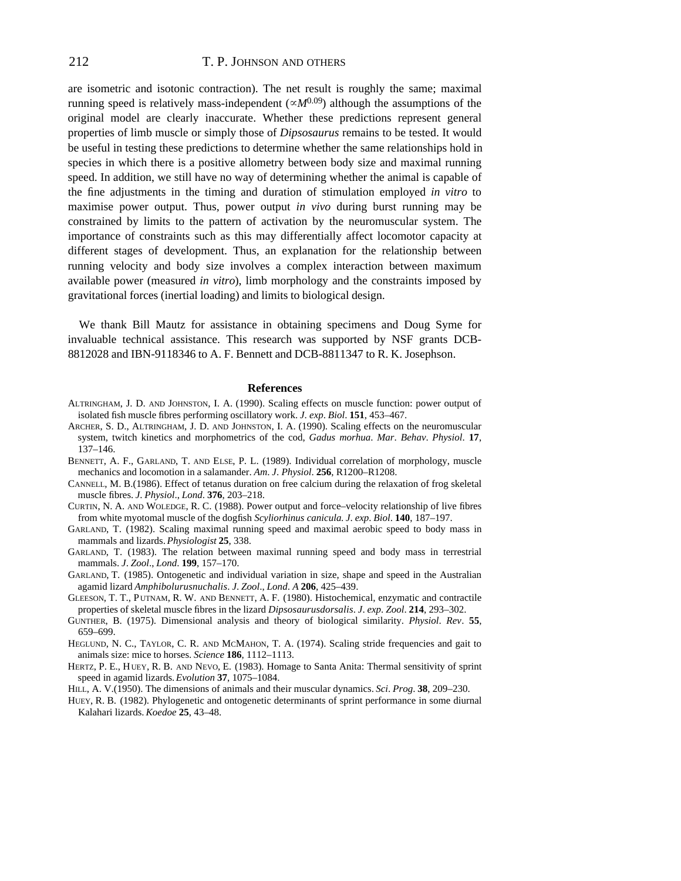are isometric and isotonic contraction). The net result is roughly the same; maximal running speed is relatively mass-independent ($\propto M^{0.09}$) although the assumptions of the original model are clearly inaccurate. Whether these predictions represent general properties of limb muscle or simply those of *Dipsosaurus* remains to be tested. It would be useful in testing these predictions to determine whether the same relationships hold in species in which there is a positive allometry between body size and maximal running speed. In addition, we still have no way of determining whether the animal is capable of the fine adjustments in the timing and duration of stimulation employed *in vitro* to maximise power output. Thus, power output *in vivo* during burst running may be constrained by limits to the pattern of activation by the neuromuscular system. The importance of constraints such as this may differentially affect locomotor capacity at different stages of development. Thus, an explanation for the relationship between running velocity and body size involves a complex interaction between maximum available power (measured *in vitro*), limb morphology and the constraints imposed by gravitational forces (inertial loading) and limits to biological design.

We thank Bill Mautz for assistance in obtaining specimens and Doug Syme for invaluable technical assistance. This research was supported by NSF grants DCB-8812028 and IBN-9118346 to A. F. Bennett and DCB-8811347 to R. K. Josephson.

## References

ALTRINGHAM, J. D. AND JOHNSTON, I. A. (1990). Scaling effects on muscle function: power output of isolated fish muscle fibres performing oscillatory work. *J. exp. Biol.* **151**, 453–467.

ARCHER, S. D., ALTRINGHAM, J. D. AND JOHNSTON, I. A. (1990). Scaling effects on the neuromuscular system, twitch kinetics and morphometrics of the cod, *Gadus morhua*. *Mar. Behav. Physiol.* **17**, 137–146.

BENNETT, A. F., GARLAND, T. AND ELSE, P. L. (1989). Individual correlation of morphology, muscle mechanics and locomotion in a salamander. *Am. J. Physiol.* **256**, R1200–R1208.

CANNELL, M. B.(1986). Effect of tetanus duration on free calcium during the relaxation of frog skeletal muscle fibres. *J. Physiol., Lond.* **376**, 203–218.

CURTIN, N. A. AND WOLEDGE, R. C. (1988). Power output and force–velocity relationship of live fibres from white myotomal muscle of the dogfish *Scyliorhinus canicula. J. exp. Biol.* **140**, 187–197.

GARLAND, T. (1982). Scaling maximal running speed and maximal aerobic speed to body mass in mammals and lizards. *Physiologist* **25**, 338.

GARLAND, T. (1983). The relation between maximal running speed and body mass in terrestrial mammals. *J. Zool., Lond.* **199**, 157–170.

GARLAND, T. (1985). Ontogenetic and individual variation in size, shape and speed in the Australian agamid lizard *Amphibolurusnuchalis*. *J. Zool., Lond. A* **206**, 425–439.

GLEESON, T. T., PUTNAM, R. W. AND BENNETT, A. F. (1980). Histochemical, enzymatic and contractile properties of skeletal muscle fibres in the lizard *Dipsosaurusdorsalis*. *J. exp. Zool.* **214**, 293–302.

GUNTHER, B. (1975). Dimensional analysis and theory of biological similarity. *Physiol. Rev.* **55**, 659–699.

HEGLUND, N. C., TAYLOR, C. R. AND MCMAHON, T. A. (1974). Scaling stride frequencies and gait to animals size: mice to horses. *Science* **186**, 1112–1113.

HERTZ, P. E., HUEY, R. B. AND NEVO, E. (1983). Homage to Santa Anita: Thermal sensitivity of sprint speed in agamid lizards. *Evolution* **37**, 1075–1084.

HILL, A. V.(1950). The dimensions of animals and their muscular dynamics. *Sci. Prog.* **38**, 209–230.

HUEY, R. B. (1982). Phylogenetic and ontogenetic determinants of sprint performance in some diurnal Kalahari lizards. *Koedoe* **25**, 43–48.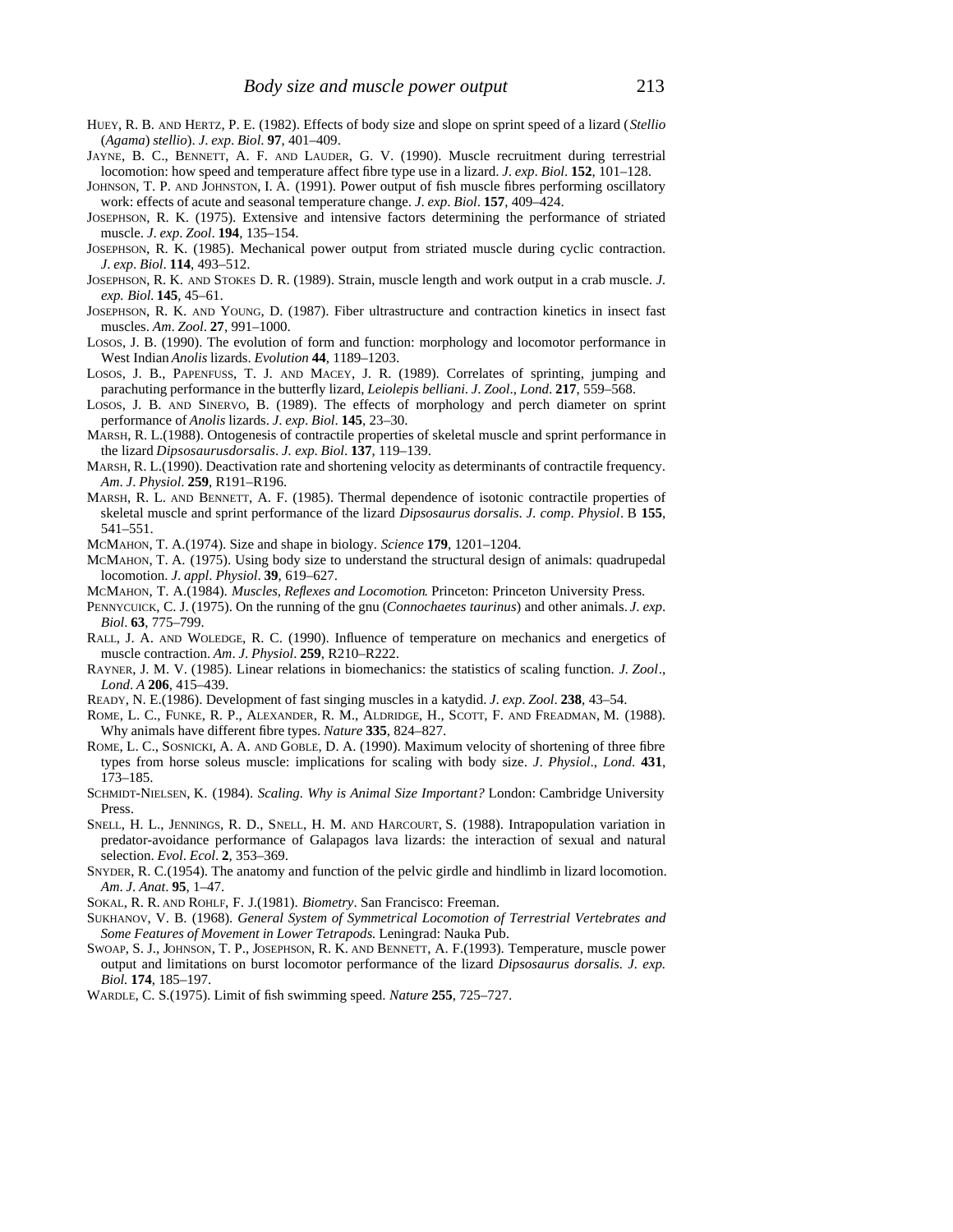HUEY, R. B. AND HERTZ, P. E. (1982). Effects of body size and slope on sprint speed of a lizard (*Stellio* (*Agama*) *stellio*). *J. exp. Biol.* **97**, 401–409.

JAYNE, B. C., BENNETT, A. F. AND LAUDER, G. V. (1990). Muscle recruitment during terrestrial locomotion: how speed and temperature affect fibre type use in a lizard. *J. exp. Biol.* **152**, 101–128.

JOHNSON, T. P. AND JOHNSTON, I. A. (1991). Power output of fish muscle fibres performing oscillatory work: effects of acute and seasonal temperature change. *J. exp. Biol.* **157**, 409–424.

JOSEPHSON, R. K. (1975). Extensive and intensive factors determining the performance of striated muscle. *J. exp. Zool.* **194**, 135–154.

JOSEPHSON, R. K. (1985). Mechanical power output from striated muscle during cyclic contraction. *J. exp. Biol.* **114**, 493–512.

JOSEPHSON, R. K. AND STOKES D. R. (1989). Strain, muscle length and work output in a crab muscle. *J. exp. Biol.* **145**, 45–61.

JOSEPHSON, R. K. AND YOUNG, D. (1987). Fiber ultrastructure and contraction kinetics in insect fast muscles. *Am. Zool.* **27**, 991–1000.

LOSOS, J. B. (1990). The evolution of form and function: morphology and locomotor performance in West Indian *Anolis* lizards. *Evolution* **44**, 1189–1203.

LOSOS, J. B., PAPENFUSS, T. J. AND MACEY, J. R. (1989). Correlates of sprinting, jumping and parachuting performance in the butterfly lizard, *Leiolepis belliani*. *J. Zool., Lond.* **217**, 559–568.

LOSOS, J. B. AND SINERVO, B. (1989). The effects of morphology and perch diameter on sprint performance of *Anolis* lizards. *J. exp. Biol.* **145**, 23–30.

MARSH, R. L.(1988). Ontogenesis of contractile properties of skeletal muscle and sprint performance in the lizard *Dipsosaurusdorsalis*. *J. exp. Biol.* **137**, 119–139.

MARSH, R. L.(1990). Deactivation rate and shortening velocity as determinants of contractile frequency. *Am. J. Physiol.* **259**, R191–R196.

MARSH, R. L. AND BENNETT, A. F. (1985). Thermal dependence of isotonic contractile properties of skeletal muscle and sprint performance of the lizard *Dipsosaurus dorsalis*. *J. comp. Physiol.* B **155**, 541–551.

MCMAHON, T. A.(1974). Size and shape in biology. *Science* **179**, 1201–1204.

MCMAHON, T. A. (1975). Using body size to understand the structural design of animals: quadrupedal locomotion. *J. appl. Physiol.* **39**, 619–627.

MCMAHON, T. A.(1984). *Muscles, Reflexes and Locomotion*. Princeton: Princeton University Press.

PENNYCUICK, C. J. (1975). On the running of the gnu (*Connochaetes taurinus*) and other animals. *J. exp. Biol.* **63**, 775–799.

RALL, J. A. AND WOLEDGE, R. C. (1990). Influence of temperature on mechanics and energetics of muscle contraction. *Am. J. Physiol.* **259**, R210–R222.

RAYNER, J. M. V. (1985). Linear relations in biomechanics: the statistics of scaling function. *J. Zool., Lond. A* **206**, 415–439.

READY, N. E.(1986). Development of fast singing muscles in a katydid. *J. exp. Zool.* **238**, 43–54.

ROME, L. C., FUNKE, R. P., ALEXANDER, R. M., ALDRIDGE, H., SCOTT, F. AND FREADMAN, M. (1988). Why animals have different fibre types. *Nature* **335**, 824–827.

ROME, L. C., SOSNICKI, A. A. AND GOBLE, D. A. (1990). Maximum velocity of shortening of three fibre types from horse soleus muscle: implications for scaling with body size. *J. Physiol., Lond.* **431**, 173–185.

SCHMIDT-NIELSEN, K. (1984). *Scaling. Why is Animal Size Important?* London: Cambridge University Press.

SNELL, H. L., JENNINGS, R. D., SNELL, H. M. AND HARCOURT, S. (1988). Intrapopulation variation in predator-avoidance performance of Galapagos lava lizards: the interaction of sexual and natural selection. *Evol. Ecol.* **2**, 353–369.

SNYDER, R. C.(1954). The anatomy and function of the pelvic girdle and hindlimb in lizard locomotion. *Am. J. Anat.* **95**, 1–47.

SOKAL, R. R. AND ROHLF, F. J.(1981). *Biometry*. San Francisco: Freeman.

SUKHANOV, V. B. (1968). *General System of Symmetrical Locomotion of Terrestrial Vertebrates and Some Features of Movement in Lower Tetrapods.* Leningrad: Nauka Pub.

SWOAP, S. J., JOHNSON, T. P., JOSEPHSON, R. K. AND BENNETT, A. F.(1993). Temperature, muscle power output and limitations on burst locomotor performance of the lizard *Dipsosaurus dorsalis*. *J. exp. Biol.* **174**, 185–197.

WARDLE, C. S.(1975). Limit of fish swimming speed. *Nature* **255**, 725–727.